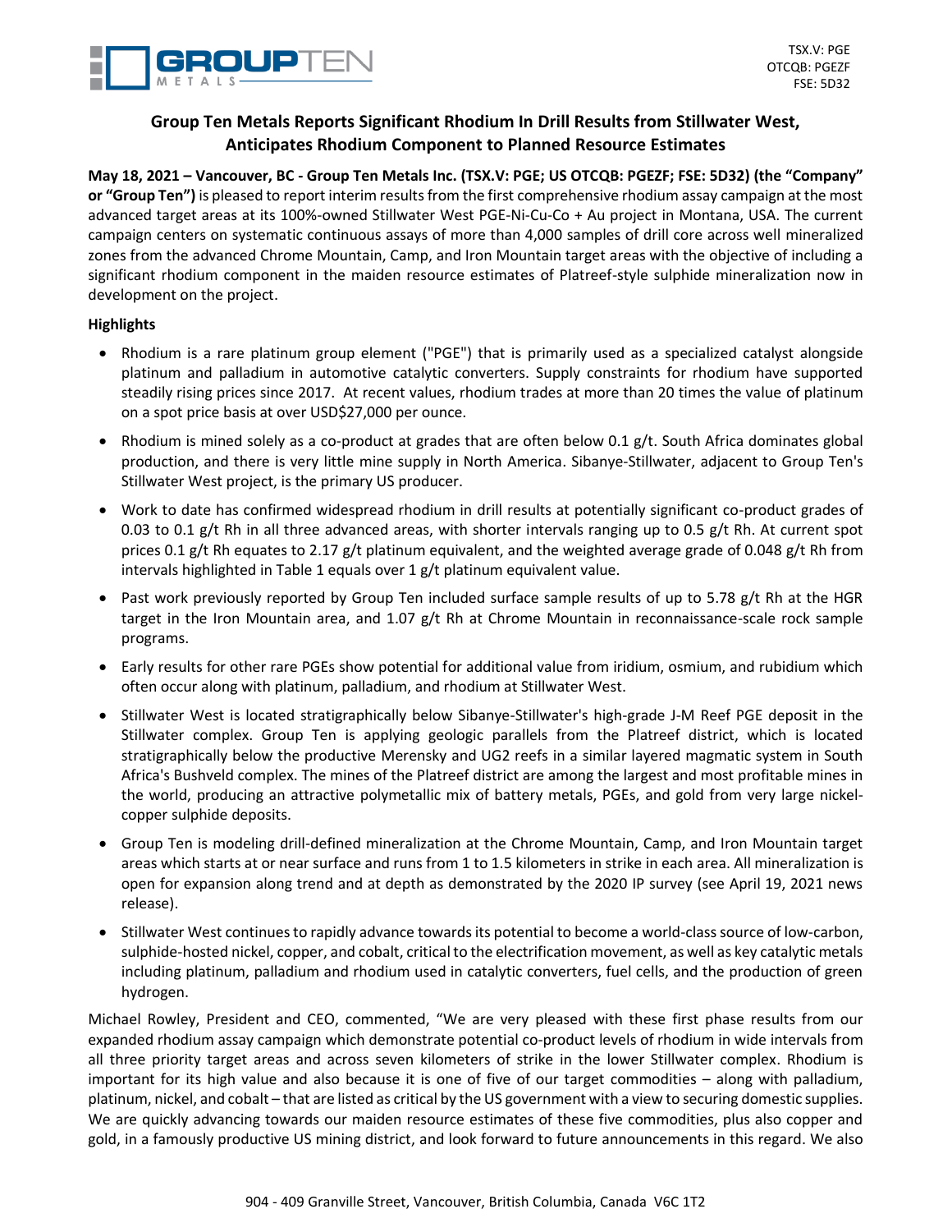TSX.V: PGE
OTCQB: PGEZF
FSE: 5D32

# Group Ten Metals Reports Significant Rhodium In Drill Results from Stillwater West, Anticipates Rhodium Component to Planned Resource Estimates

**May 18, 2021 – Vancouver, BC - Group Ten Metals Inc. (TSX.V: PGE; US OTCQB: PGEZF; FSE: 5D32) (the "Company" or "Group Ten")** is pleased to report interim results from the first comprehensive rhodium assay campaign at the most advanced target areas at its 100%-owned Stillwater West PGE-Ni-Cu-Co + Au project in Montana, USA. The current campaign centers on systematic continuous assays of more than 4,000 samples of drill core across well mineralized zones from the advanced Chrome Mountain, Camp, and Iron Mountain target areas with the objective of including a significant rhodium component in the maiden resource estimates of Platreef-style sulphide mineralization now in development on the project.

**Highlights**

- Rhodium is a rare platinum group element ("PGE") that is primarily used as a specialized catalyst alongside platinum and palladium in automotive catalytic converters. Supply constraints for rhodium have supported steadily rising prices since 2017. At recent values, rhodium trades at more than 20 times the value of platinum on a spot price basis at over USD$27,000 per ounce.
- Rhodium is mined solely as a co-product at grades that are often below 0.1 g/t. South Africa dominates global production, and there is very little mine supply in North America. Sibanye-Stillwater, adjacent to Group Ten's Stillwater West project, is the primary US producer.
- Work to date has confirmed widespread rhodium in drill results at potentially significant co-product grades of 0.03 to 0.1 g/t Rh in all three advanced areas, with shorter intervals ranging up to 0.5 g/t Rh. At current spot prices 0.1 g/t Rh equates to 2.17 g/t platinum equivalent, and the weighted average grade of 0.048 g/t Rh from intervals highlighted in Table 1 equals over 1 g/t platinum equivalent value.
- Past work previously reported by Group Ten included surface sample results of up to 5.78 g/t Rh at the HGR target in the Iron Mountain area, and 1.07 g/t Rh at Chrome Mountain in reconnaissance-scale rock sample programs.
- Early results for other rare PGEs show potential for additional value from iridium, osmium, and rubidium which often occur along with platinum, palladium, and rhodium at Stillwater West.
- Stillwater West is located stratigraphically below Sibanye-Stillwater's high-grade J-M Reef PGE deposit in the Stillwater complex. Group Ten is applying geologic parallels from the Platreef district, which is located stratigraphically below the productive Merensky and UG2 reefs in a similar layered magmatic system in South Africa's Bushveld complex. The mines of the Platreef district are among the largest and most profitable mines in the world, producing an attractive polymetallic mix of battery metals, PGEs, and gold from very large nickel-copper sulphide deposits.
- Group Ten is modeling drill-defined mineralization at the Chrome Mountain, Camp, and Iron Mountain target areas which starts at or near surface and runs from 1 to 1.5 kilometers in strike in each area. All mineralization is open for expansion along trend and at depth as demonstrated by the 2020 IP survey (see April 19, 2021 news release).
- Stillwater West continues to rapidly advance towards its potential to become a world-class source of low-carbon, sulphide-hosted nickel, copper, and cobalt, critical to the electrification movement, as well as key catalytic metals including platinum, palladium and rhodium used in catalytic converters, fuel cells, and the production of green hydrogen.

Michael Rowley, President and CEO, commented, "We are very pleased with these first phase results from our expanded rhodium assay campaign which demonstrate potential co-product levels of rhodium in wide intervals from all three priority target areas and across seven kilometers of strike in the lower Stillwater complex. Rhodium is important for its high value and also because it is one of five of our target commodities – along with palladium, platinum, nickel, and cobalt – that are listed as critical by the US government with a view to securing domestic supplies. We are quickly advancing towards our maiden resource estimates of these five commodities, plus also copper and gold, in a famously productive US mining district, and look forward to future announcements in this regard. We also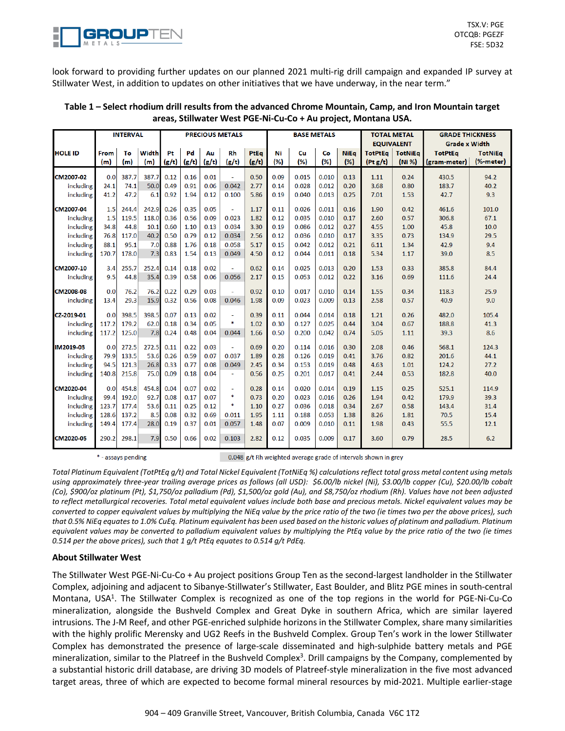look forward to providing further updates on our planned 2021 multi-rig drill campaign and expanded IP survey at Stillwater West, in addition to updates on other initiatives that we have underway, in the near term."

**Table 1 – Select rhodium drill results from the advanced Chrome Mountain, Camp, and Iron Mountain target areas, Stillwater West PGE-Ni-Cu-Co + Au project, Montana USA.**

| HOLE ID | INTERVAL | | | PRECIOUS METALS | | | | | BASE METALS | | | | TOTAL METAL EQUIVALENT | | GRADE THICKNESS Grade x Width | |
|---|---|---|---|---|---|---|---|---|---|---|---|---|---|---|---|---|
| | From (m) | To (m) | Width (m) | Pt (g/t) | Pd (g/t) | Au (g/t) | Rh (g/t) | PtEq (g/t) | Ni (%) | Cu (%) | Co (%) | NiEq (%) | TotPtEq (Pt g/t) | TotNiEq (Ni %) | TotPtEq (gram-meter) | TotNiEq (%-meter) |
| CM2007-02 | 0.0 | 387.7 | 387.7 | 0.12 | 0.16 | 0.01 | - | 0.50 | 0.09 | 0.015 | 0.010 | 0.13 | 1.11 | 0.24 | 430.5 | 94.2 |
| including | 24.1 | 74.1 | 50.0 | 0.49 | 0.91 | 0.06 | 0.042 | 2.77 | 0.14 | 0.028 | 0.012 | 0.20 | 3.68 | 0.80 | 183.7 | 40.2 |
| including | 41.2 | 47.2 | 6.1 | 0.92 | 1.94 | 0.12 | 0.100 | 5.86 | 0.19 | 0.040 | 0.013 | 0.25 | 7.01 | 1.53 | 42.7 | 9.3 |
| CM2007-04 | 1.5 | 244.4 | 242.9 | 0.26 | 0.35 | 0.05 | - | 1.17 | 0.11 | 0.026 | 0.011 | 0.16 | 1.90 | 0.42 | 461.6 | 101.0 |
| including | 1.5 | 119.5 | 118.0 | 0.36 | 0.56 | 0.09 | 0.023 | 1.82 | 0.12 | 0.035 | 0.010 | 0.17 | 2.60 | 0.57 | 306.8 | 67.1 |
| including | 34.8 | 44.8 | 10.1 | 0.60 | 1.10 | 0.13 | 0.034 | 3.30 | 0.19 | 0.086 | 0.012 | 0.27 | 4.55 | 1.00 | 45.8 | 10.0 |
| including | 76.8 | 117.0 | 40.2 | 0.50 | 0.79 | 0.12 | 0.034 | 2.56 | 0.12 | 0.036 | 0.010 | 0.17 | 3.35 | 0.73 | 134.9 | 29.5 |
| including | 88.1 | 95.1 | 7.0 | 0.88 | 1.76 | 0.18 | 0.058 | 5.17 | 0.15 | 0.042 | 0.012 | 0.21 | 6.11 | 1.34 | 42.9 | 9.4 |
| including | 170.7 | 178.0 | 7.3 | 0.83 | 1.54 | 0.13 | 0.049 | 4.50 | 0.12 | 0.044 | 0.011 | 0.18 | 5.34 | 1.17 | 39.0 | 8.5 |
| CM2007-10 | 3.4 | 255.7 | 252.4 | 0.14 | 0.18 | 0.02 | - | 0.62 | 0.14 | 0.025 | 0.013 | 0.20 | 1.53 | 0.33 | 385.8 | 84.4 |
| including | 9.5 | 44.8 | 35.4 | 0.39 | 0.58 | 0.06 | 0.056 | 2.17 | 0.15 | 0.053 | 0.012 | 0.22 | 3.16 | 0.69 | 111.6 | 24.4 |
| CM2008-08 | 0.0 | 76.2 | 76.2 | 0.22 | 0.29 | 0.03 | - | 0.92 | 0.10 | 0.017 | 0.010 | 0.14 | 1.55 | 0.34 | 118.3 | 25.9 |
| including | 13.4 | 29.3 | 15.9 | 0.32 | 0.56 | 0.08 | 0.046 | 1.98 | 0.09 | 0.023 | 0.009 | 0.13 | 2.58 | 0.57 | 40.9 | 9.0 |
| CZ-2019-01 | 0.0 | 398.5 | 398.5 | 0.07 | 0.13 | 0.02 | - | 0.39 | 0.11 | 0.044 | 0.014 | 0.18 | 1.21 | 0.26 | 482.0 | 105.4 |
| including | 117.2 | 179.2 | 62.0 | 0.18 | 0.34 | 0.05 | * | 1.02 | 0.30 | 0.127 | 0.025 | 0.44 | 3.04 | 0.67 | 188.8 | 41.3 |
| including | 117.2 | 125.0 | 7.8 | 0.24 | 0.48 | 0.04 | 0.044 | 1.66 | 0.50 | 0.200 | 0.042 | 0.74 | 5.05 | 1.11 | 39.3 | 8.6 |
| IM2019-03 | 0.0 | 272.5 | 272.5 | 0.11 | 0.22 | 0.03 | - | 0.69 | 0.20 | 0.114 | 0.016 | 0.30 | 2.08 | 0.46 | 568.1 | 124.3 |
| including | 79.9 | 133.5 | 53.6 | 0.26 | 0.59 | 0.07 | 0.037 | 1.89 | 0.28 | 0.126 | 0.019 | 0.41 | 3.76 | 0.82 | 201.6 | 44.1 |
| including | 94.5 | 121.3 | 26.8 | 0.33 | 0.77 | 0.08 | 0.049 | 2.45 | 0.34 | 0.153 | 0.019 | 0.48 | 4.63 | 1.01 | 124.2 | 27.2 |
| including | 140.8 | 215.8 | 75.0 | 0.09 | 0.18 | 0.04 | - | 0.56 | 0.25 | 0.201 | 0.017 | 0.41 | 2.44 | 0.53 | 182.8 | 40.0 |
| CM2020-04 | 0.0 | 454.8 | 454.8 | 0.04 | 0.07 | 0.02 | - | 0.28 | 0.14 | 0.020 | 0.014 | 0.19 | 1.15 | 0.25 | 525.1 | 114.9 |
| including | 99.4 | 192.0 | 92.7 | 0.08 | 0.17 | 0.07 | * | 0.73 | 0.20 | 0.023 | 0.016 | 0.26 | 1.94 | 0.42 | 179.9 | 39.3 |
| including | 123.7 | 177.4 | 53.6 | 0.11 | 0.25 | 0.12 | * | 1.10 | 0.27 | 0.036 | 0.018 | 0.34 | 2.67 | 0.58 | 143.4 | 31.4 |
| including | 128.6 | 137.2 | 8.5 | 0.08 | 0.32 | 0.69 | 0.011 | 1.95 | 1.11 | 0.188 | 0.053 | 1.38 | 8.26 | 1.81 | 70.5 | 15.4 |
| including | 149.4 | 177.4 | 28.0 | 0.19 | 0.37 | 0.01 | 0.057 | 1.48 | 0.07 | 0.009 | 0.010 | 0.11 | 1.98 | 0.43 | 55.5 | 12.1 |
| CM2020-05 | 290.2 | 298.1 | 7.9 | 0.50 | 0.66 | 0.02 | 0.103 | 2.82 | 0.12 | 0.035 | 0.009 | 0.17 | 3.60 | 0.79 | 28.5 | 6.2 |

\* - assays pending     0.048 g/t Rh weighted average grade of intervals shown in grey

*Total Platinum Equivalent (TotPtEq g/t) and Total Nickel Equivalent (TotNiEq %) calculations reflect total gross metal content using metals using approximately three-year trailing average prices as follows (all USD): $6.00/lb nickel (Ni), $3.00/lb copper (Cu), $20.00/lb cobalt (Co), $900/oz platinum (Pt), $1,750/oz palladium (Pd), $1,500/oz gold (Au), and $8,750/oz rhodium (Rh). Values have not been adjusted to reflect metallurgical recoveries. Total metal equivalent values include both base and precious metals. Nickel equivalent values may be converted to copper equivalent values by multiplying the NiEq value by the price ratio of the two (ie times two per the above prices), such that 0.5% NiEq equates to 1.0% CuEq. Platinum equivalent has been used based on the historic values of platinum and palladium. Platinum equivalent values may be converted to palladium equivalent values by multiplying the PtEq value by the price ratio of the two (ie times 0.514 per the above prices), such that 1 g/t PtEq equates to 0.514 g/t PdEq.*

### About Stillwater West

The Stillwater West PGE-Ni-Cu-Co + Au project positions Group Ten as the second-largest landholder in the Stillwater Complex, adjoining and adjacent to Sibanye-Stillwater's Stillwater, East Boulder, and Blitz PGE mines in south-central Montana, USA[1]. The Stillwater Complex is recognized as one of the top regions in the world for PGE-Ni-Cu-Co mineralization, alongside the Bushveld Complex and Great Dyke in southern Africa, which are similar layered intrusions. The J-M Reef, and other PGE-enriched sulphide horizons in the Stillwater Complex, share many similarities with the highly prolific Merensky and UG2 Reefs in the Bushveld Complex. Group Ten's work in the lower Stillwater Complex has demonstrated the presence of large-scale disseminated and high-sulphide battery metals and PGE mineralization, similar to the Platreef in the Bushveld Complex[3]. Drill campaigns by the Company, complemented by a substantial historic drill database, are driving 3D models of Platreef-style mineralization in the five most advanced target areas, three of which are expected to become formal mineral resources by mid-2021. Multiple earlier-stage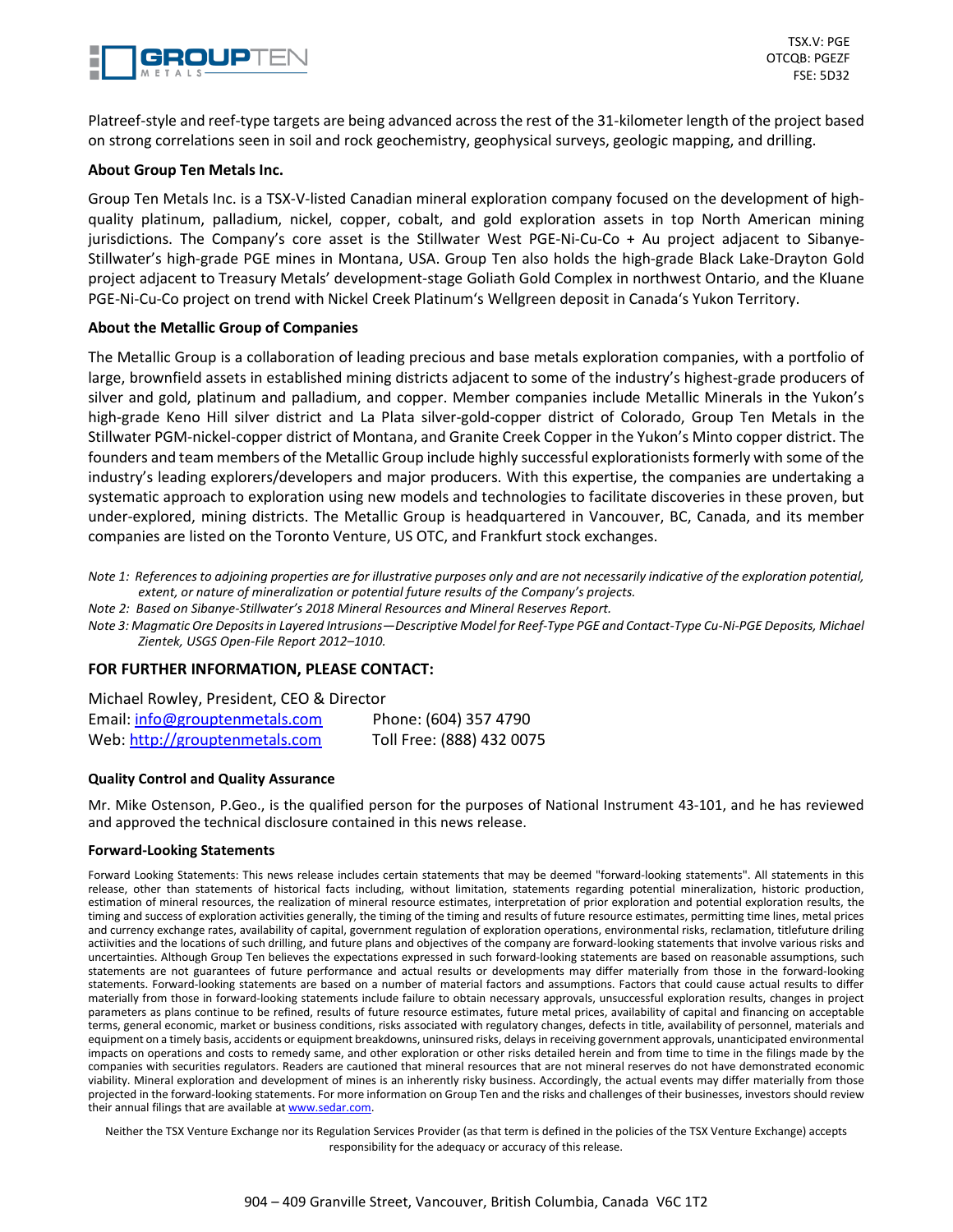Platreef-style and reef-type targets are being advanced across the rest of the 31-kilometer length of the project based on strong correlations seen in soil and rock geochemistry, geophysical surveys, geologic mapping, and drilling.

**About Group Ten Metals Inc.**

Group Ten Metals Inc. is a TSX-V-listed Canadian mineral exploration company focused on the development of high-quality platinum, palladium, nickel, copper, cobalt, and gold exploration assets in top North American mining jurisdictions. The Company's core asset is the Stillwater West PGE-Ni-Cu-Co + Au project adjacent to Sibanye-Stillwater's high-grade PGE mines in Montana, USA. Group Ten also holds the high-grade Black Lake-Drayton Gold project adjacent to Treasury Metals' development-stage Goliath Gold Complex in northwest Ontario, and the Kluane PGE-Ni-Cu-Co project on trend with Nickel Creek Platinum's Wellgreen deposit in Canada's Yukon Territory.

**About the Metallic Group of Companies**

The Metallic Group is a collaboration of leading precious and base metals exploration companies, with a portfolio of large, brownfield assets in established mining districts adjacent to some of the industry's highest-grade producers of silver and gold, platinum and palladium, and copper. Member companies include Metallic Minerals in the Yukon's high-grade Keno Hill silver district and La Plata silver-gold-copper district of Colorado, Group Ten Metals in the Stillwater PGM-nickel-copper district of Montana, and Granite Creek Copper in the Yukon's Minto copper district. The founders and team members of the Metallic Group include highly successful explorationists formerly with some of the industry's leading explorers/developers and major producers. With this expertise, the companies are undertaking a systematic approach to exploration using new models and technologies to facilitate discoveries in these proven, but under-explored, mining districts. The Metallic Group is headquartered in Vancouver, BC, Canada, and its member companies are listed on the Toronto Venture, US OTC, and Frankfurt stock exchanges.

*Note 1: References to adjoining properties are for illustrative purposes only and are not necessarily indicative of the exploration potential, extent, or nature of mineralization or potential future results of the Company's projects.*
*Note 2: Based on Sibanye-Stillwater's 2018 Mineral Resources and Mineral Reserves Report.*
*Note 3: Magmatic Ore Deposits in Layered Intrusions—Descriptive Model for Reef-Type PGE and Contact-Type Cu-Ni-PGE Deposits, Michael Zientek, USGS Open-File Report 2012–1010.*

## FOR FURTHER INFORMATION, PLEASE CONTACT:

Michael Rowley, President, CEO & Director
Email: info@grouptenmetals.com    Phone: (604) 357 4790
Web: http://grouptenmetals.com    Toll Free: (888) 432 0075

**Quality Control and Quality Assurance**

Mr. Mike Ostenson, P.Geo., is the qualified person for the purposes of National Instrument 43-101, and he has reviewed and approved the technical disclosure contained in this news release.

**Forward-Looking Statements**

Forward Looking Statements: This news release includes certain statements that may be deemed "forward-looking statements". All statements in this release, other than statements of historical facts including, without limitation, statements regarding potential mineralization, historic production, estimation of mineral resources, the realization of mineral resource estimates, interpretation of prior exploration and potential exploration results, the timing and success of exploration activities generally, the timing of the timing and results of future resource estimates, permitting time lines, metal prices and currency exchange rates, availability of capital, government regulation of exploration operations, environmental risks, reclamation, titlefuture driling actiivities and the locations of such drilling, and future plans and objectives of the company are forward-looking statements that involve various risks and uncertainties. Although Group Ten believes the expectations expressed in such forward-looking statements are based on reasonable assumptions, such statements are not guarantees of future performance and actual results or developments may differ materially from those in the forward-looking statements. Forward-looking statements are based on a number of material factors and assumptions. Factors that could cause actual results to differ materially from those in forward-looking statements include failure to obtain necessary approvals, unsuccessful exploration results, changes in project parameters as plans continue to be refined, results of future resource estimates, future metal prices, availability of capital and financing on acceptable terms, general economic, market or business conditions, risks associated with regulatory changes, defects in title, availability of personnel, materials and equipment on a timely basis, accidents or equipment breakdowns, uninsured risks, delays in receiving government approvals, unanticipated environmental impacts on operations and costs to remedy same, and other exploration or other risks detailed herein and from time to time in the filings made by the companies with securities regulators. Readers are cautioned that mineral resources that are not mineral reserves do not have demonstrated economic viability. Mineral exploration and development of mines is an inherently risky business. Accordingly, the actual events may differ materially from those projected in the forward-looking statements. For more information on Group Ten and the risks and challenges of their businesses, investors should review their annual filings that are available at www.sedar.com.

Neither the TSX Venture Exchange nor its Regulation Services Provider (as that term is defined in the policies of the TSX Venture Exchange) accepts responsibility for the adequacy or accuracy of this release.